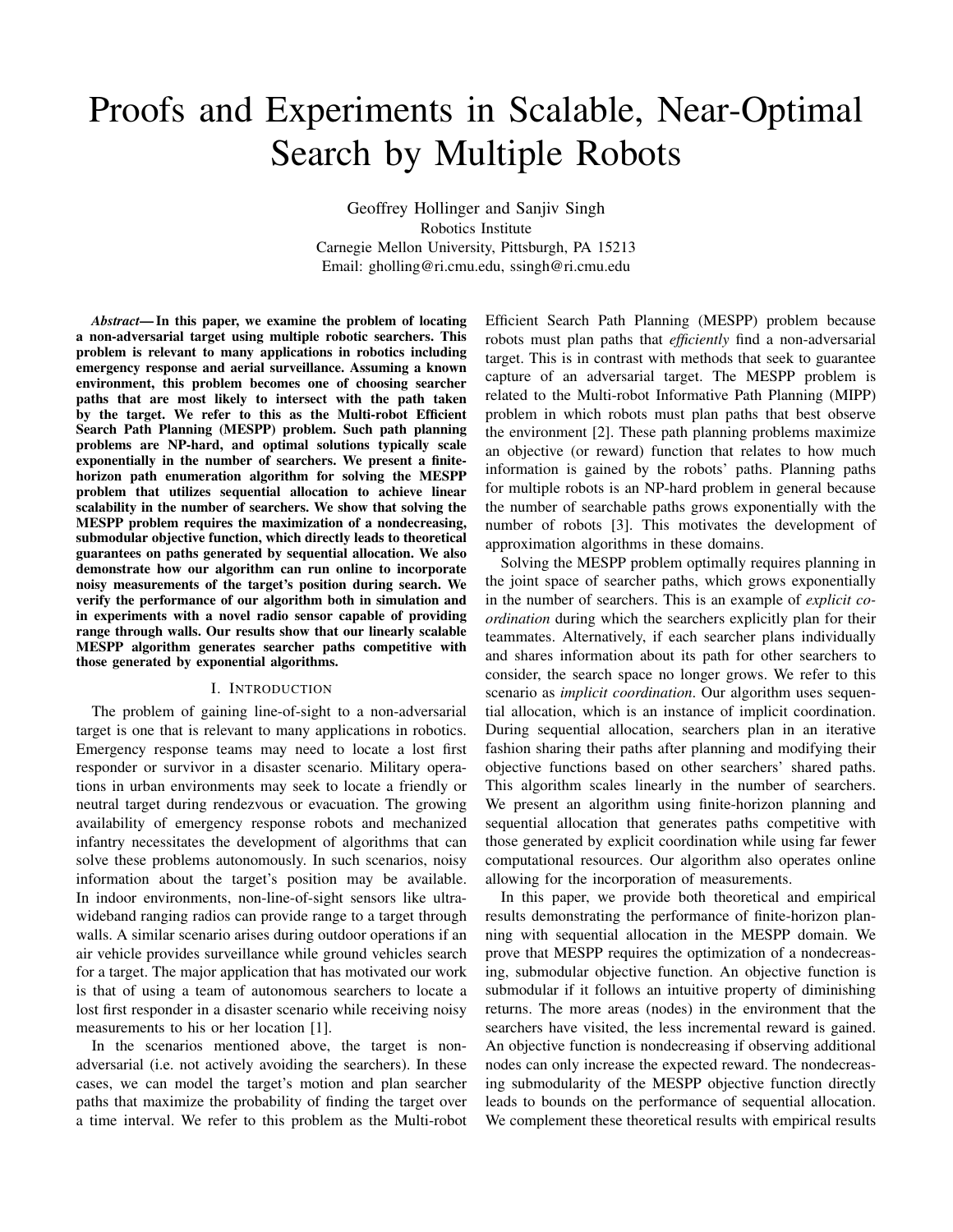# Proofs and Experiments in Scalable, Near-Optimal Search by Multiple Robots

Geoffrey Hollinger and Sanjiv Singh
Robotics Institute
Carnegie Mellon University, Pittsburgh, PA 15213
Email: gholling@ri.cmu.edu, ssingh@ri.cmu.edu

***Abstract*— In this paper, we examine the problem of locating a non-adversarial target using multiple robotic searchers. This problem is relevant to many applications in robotics including emergency response and aerial surveillance. Assuming a known environment, this problem becomes one of choosing searcher paths that are most likely to intersect with the path taken by the target. We refer to this as the Multi-robot Efficient Search Path Planning (MESPP) problem. Such path planning problems are NP-hard, and optimal solutions typically scale exponentially in the number of searchers. We present a finite-horizon path enumeration algorithm for solving the MESPP problem that utilizes sequential allocation to achieve linear scalability in the number of searchers. We show that solving the MESPP problem requires the maximization of a nondecreasing, submodular objective function, which directly leads to theoretical guarantees on paths generated by sequential allocation. We also demonstrate how our algorithm can run online to incorporate noisy measurements of the target's position during search. We verify the performance of our algorithm both in simulation and in experiments with a novel radio sensor capable of providing range through walls. Our results show that our linearly scalable MESPP algorithm generates searcher paths competitive with those generated by exponential algorithms.**

## I. Introduction

The problem of gaining line-of-sight to a non-adversarial target is one that is relevant to many applications in robotics. Emergency response teams may need to locate a lost first responder or survivor in a disaster scenario. Military operations in urban environments may seek to locate a friendly or neutral target during rendezvous or evacuation. The growing availability of emergency response robots and mechanized infantry necessitates the development of algorithms that can solve these problems autonomously. In such scenarios, noisy information about the target's position may be available. In indoor environments, non-line-of-sight sensors like ultra-wideband ranging radios can provide range to a target through walls. A similar scenario arises during outdoor operations if an air vehicle provides surveillance while ground vehicles search for a target. The major application that has motivated our work is that of using a team of autonomous searchers to locate a lost first responder in a disaster scenario while receiving noisy measurements to his or her location [1].

In the scenarios mentioned above, the target is non-adversarial (i.e. not actively avoiding the searchers). In these cases, we can model the target's motion and plan searcher paths that maximize the probability of finding the target over a time interval. We refer to this problem as the Multi-robot Efficient Search Path Planning (MESPP) problem because robots must plan paths that *efficiently* find a non-adversarial target. This is in contrast with methods that seek to guarantee capture of an adversarial target. The MESPP problem is related to the Multi-robot Informative Path Planning (MIPP) problem in which robots must plan paths that best observe the environment [2]. These path planning problems maximize an objective (or reward) function that relates to how much information is gained by the robots' paths. Planning paths for multiple robots is an NP-hard problem in general because the number of searchable paths grows exponentially with the number of robots [3]. This motivates the development of approximation algorithms in these domains.

Solving the MESPP problem optimally requires planning in the joint space of searcher paths, which grows exponentially in the number of searchers. This is an example of *explicit coordination* during which the searchers explicitly plan for their teammates. Alternatively, if each searcher plans individually and shares information about its path for other searchers to consider, the search space no longer grows. We refer to this scenario as *implicit coordination*. Our algorithm uses sequential allocation, which is an instance of implicit coordination. During sequential allocation, searchers plan in an iterative fashion sharing their paths after planning and modifying their objective functions based on other searchers' shared paths. This algorithm scales linearly in the number of searchers. We present an algorithm using finite-horizon planning and sequential allocation that generates paths competitive with those generated by explicit coordination while using far fewer computational resources. Our algorithm also operates online allowing for the incorporation of measurements.

In this paper, we provide both theoretical and empirical results demonstrating the performance of finite-horizon planning with sequential allocation in the MESPP domain. We prove that MESPP requires the optimization of a nondecreasing, submodular objective function. An objective function is submodular if it follows an intuitive property of diminishing returns. The more areas (nodes) in the environment that the searchers have visited, the less incremental reward is gained. An objective function is nondecreasing if observing additional nodes can only increase the expected reward. The nondecreasing submodularity of the MESPP objective function directly leads to bounds on the performance of sequential allocation. We complement these theoretical results with empirical results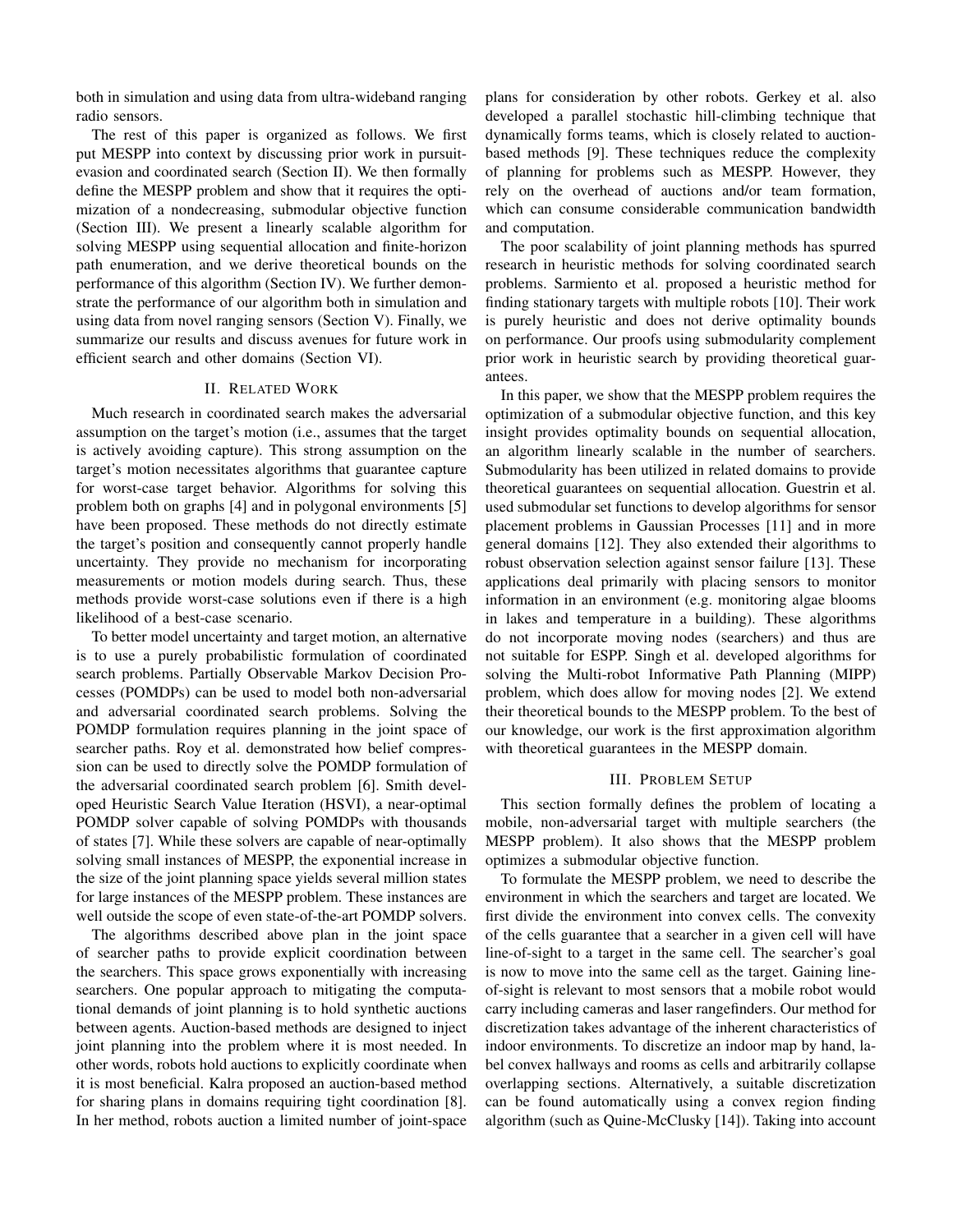both in simulation and using data from ultra-wideband ranging radio sensors.

The rest of this paper is organized as follows. We first put MESPP into context by discussing prior work in pursuit-evasion and coordinated search (Section II). We then formally define the MESPP problem and show that it requires the optimization of a nondecreasing, submodular objective function (Section III). We present a linearly scalable algorithm for solving MESPP using sequential allocation and finite-horizon path enumeration, and we derive theoretical bounds on the performance of this algorithm (Section IV). We further demonstrate the performance of our algorithm both in simulation and using data from novel ranging sensors (Section V). Finally, we summarize our results and discuss avenues for future work in efficient search and other domains (Section VI).

## II. Related Work

Much research in coordinated search makes the adversarial assumption on the target's motion (i.e., assumes that the target is actively avoiding capture). This strong assumption on the target's motion necessitates algorithms that guarantee capture for worst-case target behavior. Algorithms for solving this problem both on graphs [4] and in polygonal environments [5] have been proposed. These methods do not directly estimate the target's position and consequently cannot properly handle uncertainty. They provide no mechanism for incorporating measurements or motion models during search. Thus, these methods provide worst-case solutions even if there is a high likelihood of a best-case scenario.

To better model uncertainty and target motion, an alternative is to use a purely probabilistic formulation of coordinated search problems. Partially Observable Markov Decision Processes (POMDPs) can be used to model both non-adversarial and adversarial coordinated search problems. Solving the POMDP formulation requires planning in the joint space of searcher paths. Roy et al. demonstrated how belief compression can be used to directly solve the POMDP formulation of the adversarial coordinated search problem [6]. Smith developed Heuristic Search Value Iteration (HSVI), a near-optimal POMDP solver capable of solving POMDPs with thousands of states [7]. While these solvers are capable of near-optimally solving small instances of MESPP, the exponential increase in the size of the joint planning space yields several million states for large instances of the MESPP problem. These instances are well outside the scope of even state-of-the-art POMDP solvers.

The algorithms described above plan in the joint space of searcher paths to provide explicit coordination between the searchers. This space grows exponentially with increasing searchers. One popular approach to mitigating the computational demands of joint planning is to hold synthetic auctions between agents. Auction-based methods are designed to inject joint planning into the problem where it is most needed. In other words, robots hold auctions to explicitly coordinate when it is most beneficial. Kalra proposed an auction-based method for sharing plans in domains requiring tight coordination [8]. In her method, robots auction a limited number of joint-space plans for consideration by other robots. Gerkey et al. also developed a parallel stochastic hill-climbing technique that dynamically forms teams, which is closely related to auction-based methods [9]. These techniques reduce the complexity of planning for problems such as MESPP. However, they rely on the overhead of auctions and/or team formation, which can consume considerable communication bandwidth and computation.

The poor scalability of joint planning methods has spurred research in heuristic methods for solving coordinated search problems. Sarmiento et al. proposed a heuristic method for finding stationary targets with multiple robots [10]. Their work is purely heuristic and does not derive optimality bounds on performance. Our proofs using submodularity complement prior work in heuristic search by providing theoretical guarantees.

In this paper, we show that the MESPP problem requires the optimization of a submodular objective function, and this key insight provides optimality bounds on sequential allocation, an algorithm linearly scalable in the number of searchers. Submodularity has been utilized in related domains to provide theoretical guarantees on sequential allocation. Guestrin et al. used submodular set functions to develop algorithms for sensor placement problems in Gaussian Processes [11] and in more general domains [12]. They also extended their algorithms to robust observation selection against sensor failure [13]. These applications deal primarily with placing sensors to monitor information in an environment (e.g. monitoring algae blooms in lakes and temperature in a building). These algorithms do not incorporate moving nodes (searchers) and thus are not suitable for ESPP. Singh et al. developed algorithms for solving the Multi-robot Informative Path Planning (MIPP) problem, which does allow for moving nodes [2]. We extend their theoretical bounds to the MESPP problem. To the best of our knowledge, our work is the first approximation algorithm with theoretical guarantees in the MESPP domain.

## III. Problem Setup

This section formally defines the problem of locating a mobile, non-adversarial target with multiple searchers (the MESPP problem). It also shows that the MESPP problem optimizes a submodular objective function.

To formulate the MESPP problem, we need to describe the environment in which the searchers and target are located. We first divide the environment into convex cells. The convexity of the cells guarantee that a searcher in a given cell will have line-of-sight to a target in the same cell. The searcher's goal is now to move into the same cell as the target. Gaining line-of-sight is relevant to most sensors that a mobile robot would carry including cameras and laser rangefinders. Our method for discretization takes advantage of the inherent characteristics of indoor environments. To discretize an indoor map by hand, label convex hallways and rooms as cells and arbitrarily collapse overlapping sections. Alternatively, a suitable discretization can be found automatically using a convex region finding algorithm (such as Quine-McClusky [14]). Taking into account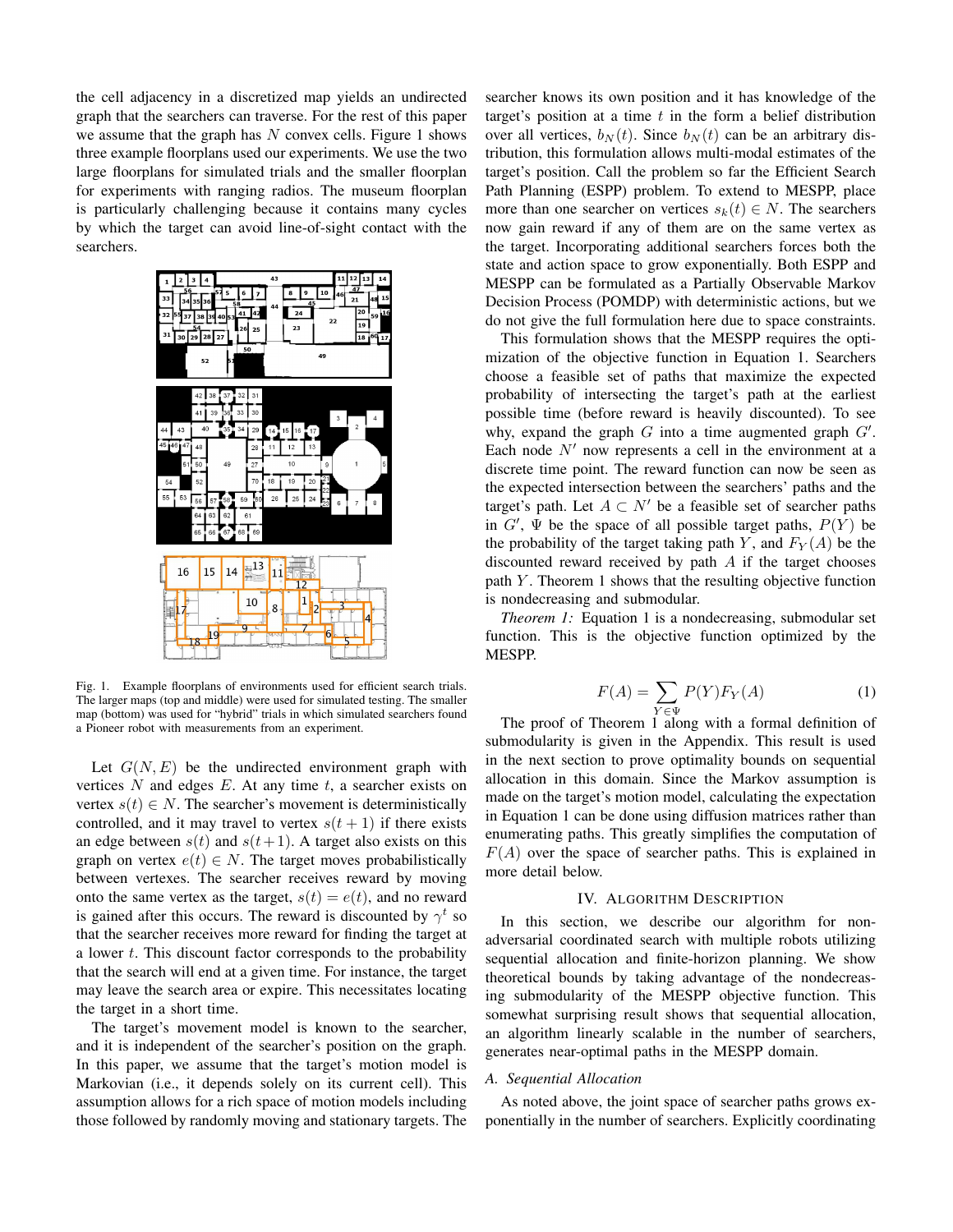the cell adjacency in a discretized map yields an undirected graph that the searchers can traverse. For the rest of this paper we assume that the graph has $N$ convex cells. Figure 1 shows three example floorplans used our experiments. We use the two large floorplans for simulated trials and the smaller floorplan for experiments with ranging radios. The museum floorplan is particularly challenging because it contains many cycles by which the target can avoid line-of-sight contact with the searchers.

Fig. 1. Example floorplans of environments used for efficient search trials. The larger maps (top and middle) were used for simulated testing. The smaller map (bottom) was used for "hybrid" trials in which simulated searchers found a Pioneer robot with measurements from an experiment.

Let $G(N, E)$ be the undirected environment graph with vertices $N$ and edges $E$. At any time $t$, a searcher exists on vertex $s(t) \in N$. The searcher's movement is deterministically controlled, and it may travel to vertex $s(t+1)$ if there exists an edge between $s(t)$ and $s(t+1)$. A target also exists on this graph on vertex $e(t) \in N$. The target moves probabilistically between vertexes. The searcher receives reward by moving onto the same vertex as the target, $s(t) = e(t)$, and no reward is gained after this occurs. The reward is discounted by $\gamma^t$ so that the searcher receives more reward for finding the target at a lower $t$. This discount factor corresponds to the probability that the search will end at a given time. For instance, the target may leave the search area or expire. This necessitates locating the target in a short time.

The target's movement model is known to the searcher, and it is independent of the searcher's position on the graph. In this paper, we assume that the target's motion model is Markovian (i.e., it depends solely on its current cell). This assumption allows for a rich space of motion models including those followed by randomly moving and stationary targets. The searcher knows its own position and it has knowledge of the target's position at a time $t$ in the form a belief distribution over all vertices, $b_N(t)$. Since $b_N(t)$ can be an arbitrary distribution, this formulation allows multi-modal estimates of the target's position. Call the problem so far the Efficient Search Path Planning (ESPP) problem. To extend to MESPP, place more than one searcher on vertices $s_k(t) \in N$. The searchers now gain reward if any of them are on the same vertex as the target. Incorporating additional searchers forces both the state and action space to grow exponentially. Both ESPP and MESPP can be formulated as a Partially Observable Markov Decision Process (POMDP) with deterministic actions, but we do not give the full formulation here due to space constraints.

This formulation shows that the MESPP requires the optimization of the objective function in Equation 1. Searchers choose a feasible set of paths that maximize the expected probability of intersecting the target's path at the earliest possible time (before reward is heavily discounted). To see why, expand the graph $G$ into a time augmented graph $G'$. Each node $N'$ now represents a cell in the environment at a discrete time point. The reward function can now be seen as the expected intersection between the searchers' paths and the target's path. Let $A \subset N'$ be a feasible set of searcher paths in $G'$, $\Psi$ be the space of all possible target paths, $P(Y)$ be the probability of the target taking path $Y$, and $F_Y(A)$ be the discounted reward received by path $A$ if the target chooses path $Y$. Theorem 1 shows that the resulting objective function is nondecreasing and submodular.

*Theorem 1:* Equation 1 is a nondecreasing, submodular set function. This is the objective function optimized by the MESPP.

$$F(A) = \sum_{Y \in \Psi} P(Y) F_Y(A) \tag{1}$$

The proof of Theorem 1 along with a formal definition of submodularity is given in the Appendix. This result is used in the next section to prove optimality bounds on sequential allocation in this domain. Since the Markov assumption is made on the target's motion model, calculating the expectation in Equation 1 can be done using diffusion matrices rather than enumerating paths. This greatly simplifies the computation of $F(A)$ over the space of searcher paths. This is explained in more detail below.

## IV. Algorithm Description

In this section, we describe our algorithm for non-adversarial coordinated search with multiple robots utilizing sequential allocation and finite-horizon planning. We show theoretical bounds by taking advantage of the nondecreasing submodularity of the MESPP objective function. This somewhat surprising result shows that sequential allocation, an algorithm linearly scalable in the number of searchers, generates near-optimal paths in the MESPP domain.

### A. Sequential Allocation

As noted above, the joint space of searcher paths grows exponentially in the number of searchers. Explicitly coordinating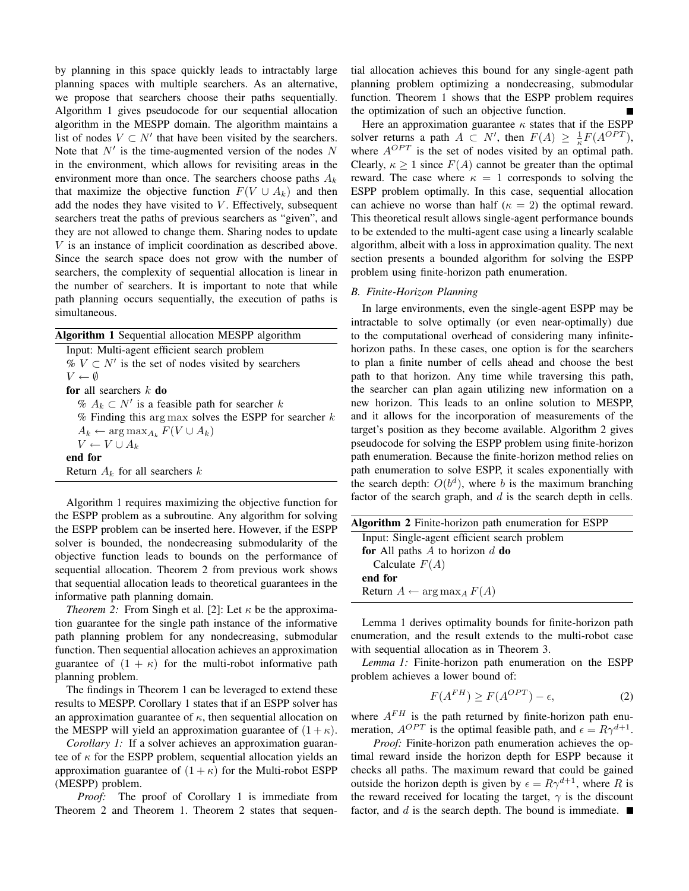by planning in this space quickly leads to intractably large planning spaces with multiple searchers. As an alternative, we propose that searchers choose their paths sequentially. Algorithm 1 gives pseudocode for our sequential allocation algorithm in the MESPP domain. The algorithm maintains a list of nodes $V \subset N'$ that have been visited by the searchers. Note that $N'$ is the time-augmented version of the nodes $N$ in the environment, which allows for revisiting areas in the environment more than once. The searchers choose paths $A_k$ that maximize the objective function $F(V \cup A_k)$ and then add the nodes they have visited to $V$. Effectively, subsequent searchers treat the paths of previous searchers as "given", and they are not allowed to change them. Sharing nodes to update $V$ is an instance of implicit coordination as described above. Since the search space does not grow with the number of searchers, the complexity of sequential allocation is linear in the number of searchers. It is important to note that while path planning occurs sequentially, the execution of paths is simultaneous.

**Algorithm 1** Sequential allocation MESPP algorithm

```
Input: Multi-agent efficient search problem
% V ⊂ N' is the set of nodes visited by searchers
V ← ∅
for all searchers k do
    % A_k ⊂ N' is a feasible path for searcher k
    % Finding this arg max solves the ESPP for searcher k
    A_k ← arg max_{A_k} F(V ∪ A_k)
    V ← V ∪ A_k
end for
Return A_k for all searchers k
```

Algorithm 1 requires maximizing the objective function for the ESPP problem as a subroutine. Any algorithm for solving the ESPP problem can be inserted here. However, if the ESPP solver is bounded, the nondecreasing submodularity of the objective function leads to bounds on the performance of sequential allocation. Theorem 2 from previous work shows that sequential allocation leads to theoretical guarantees in the informative path planning domain.

*Theorem 2:* From Singh et al. [2]: Let $\kappa$ be the approximation guarantee for the single path instance of the informative path planning problem for any nondecreasing, submodular function. Then sequential allocation achieves an approximation guarantee of $(1 + \kappa)$ for the multi-robot informative path planning problem.

The findings in Theorem 1 can be leveraged to extend these results to MESPP. Corollary 1 states that if an ESPP solver has an approximation guarantee of $\kappa$, then sequential allocation on the MESPP will yield an approximation guarantee of $(1 + \kappa)$.

*Corollary 1:* If a solver achieves an approximation guarantee of $\kappa$ for the ESPP problem, sequential allocation yields an approximation guarantee of $(1 + \kappa)$ for the Multi-robot ESPP (MESPP) problem.

*Proof:* The proof of Corollary 1 is immediate from Theorem 2 and Theorem 1. Theorem 2 states that sequential allocation achieves this bound for any single-agent path planning problem optimizing a nondecreasing, submodular function. Theorem 1 shows that the ESPP problem requires the optimization of such an objective function. ■

Here an approximation guarantee $\kappa$ states that if the ESPP solver returns a path $A \subset N'$, then $F(A) \geq \frac{1}{\kappa} F(A^{OPT})$, where $A^{OPT}$ is the set of nodes visited by an optimal path. Clearly, $\kappa \geq 1$ since $F(A)$ cannot be greater than the optimal reward. The case where $\kappa = 1$ corresponds to solving the ESPP problem optimally. In this case, sequential allocation can achieve no worse than half ($\kappa = 2$) the optimal reward. This theoretical result allows single-agent performance bounds to be extended to the multi-agent case using a linearly scalable algorithm, albeit with a loss in approximation quality. The next section presents a bounded algorithm for solving the ESPP problem using finite-horizon path enumeration.

### B. Finite-Horizon Planning

In large environments, even the single-agent ESPP may be intractable to solve optimally (or even near-optimally) due to the computational overhead of considering many infinite-horizon paths. In these cases, one option is for the searchers to plan a finite number of cells ahead and choose the best path to that horizon. Any time while traversing this path, the searcher can plan again utilizing new information on a new horizon. This leads to an online solution to MESPP, and it allows for the incorporation of measurements of the target's position as they become available. Algorithm 2 gives pseudocode for solving the ESPP problem using finite-horizon path enumeration. Because the finite-horizon method relies on path enumeration to solve ESPP, it scales exponentially with the search depth: $O(b^d)$, where $b$ is the maximum branching factor of the search graph, and $d$ is the search depth in cells.

**Algorithm 2** Finite-horizon path enumeration for ESPP

```
Input: Single-agent efficient search problem
for All paths A to horizon d do
    Calculate F(A)
end for
Return A ← arg max_A F(A)
```

Lemma 1 derives optimality bounds for finite-horizon path enumeration, and the result extends to the multi-robot case with sequential allocation as in Theorem 3.

*Lemma 1:* Finite-horizon path enumeration on the ESPP problem achieves a lower bound of:

$$F(A^{FH}) \geq F(A^{OPT}) - \epsilon, \tag{2}$$

where $A^{FH}$ is the path returned by finite-horizon path enumeration, $A^{OPT}$ is the optimal feasible path, and $\epsilon = R\gamma^{d+1}$.

*Proof:* Finite-horizon path enumeration achieves the optimal reward inside the horizon depth for ESPP because it checks all paths. The maximum reward that could be gained outside the horizon depth is given by $\epsilon = R\gamma^{d+1}$, where $R$ is the reward received for locating the target, $\gamma$ is the discount factor, and $d$ is the search depth. The bound is immediate. ■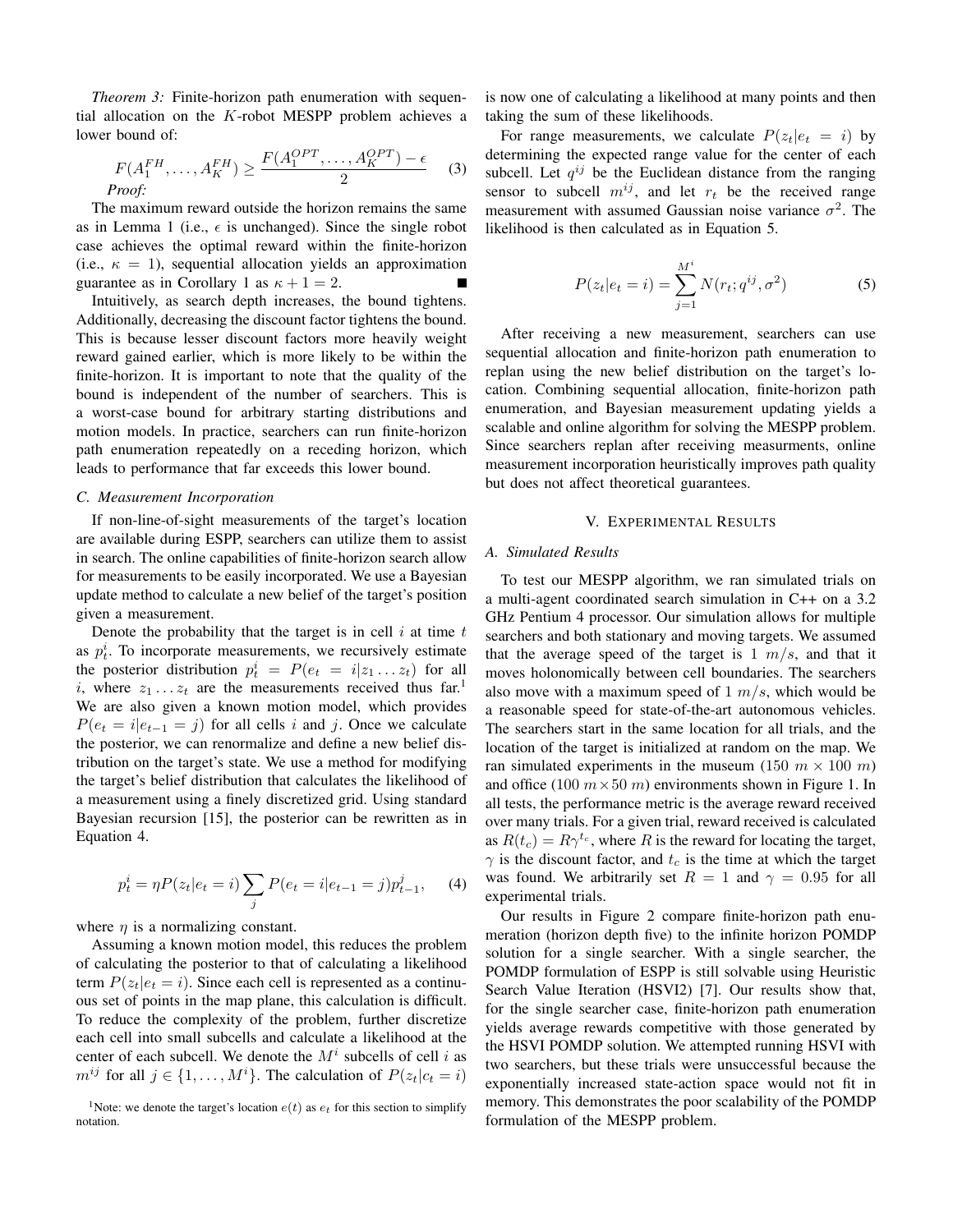*Theorem 3:* Finite-horizon path enumeration with sequential allocation on the $K$-robot MESPP problem achieves a lower bound of:

$$F(A_1^{FH}, \ldots, A_K^{FH}) \geq \frac{F(A_1^{OPT}, \ldots, A_K^{OPT}) - \epsilon}{2} \quad (3)$$

*Proof:*

The maximum reward outside the horizon remains the same as in Lemma 1 (i.e., $\epsilon$ is unchanged). Since the single robot case achieves the optimal reward within the finite-horizon (i.e., $\kappa = 1$), sequential allocation yields an approximation guarantee as in Corollary 1 as $\kappa + 1 = 2$. ■

Intuitively, as search depth increases, the bound tightens. Additionally, decreasing the discount factor tightens the bound. This is because lesser discount factors more heavily weight reward gained earlier, which is more likely to be within the finite-horizon. It is important to note that the quality of the bound is independent of the number of searchers. This is a worst-case bound for arbitrary starting distributions and motion models. In practice, searchers can run finite-horizon path enumeration repeatedly on a receding horizon, which leads to performance that far exceeds this lower bound.

### C. Measurement Incorporation

If non-line-of-sight measurements of the target's location are available during ESPP, searchers can utilize them to assist in search. The online capabilities of finite-horizon search allow for measurements to be easily incorporated. We use a Bayesian update method to calculate a new belief of the target's position given a measurement.

Denote the probability that the target is in cell $i$ at time $t$ as $p_t^i$. To incorporate measurements, we recursively estimate the posterior distribution $p_t^i = P(e_t = i | z_1 \ldots z_t)$ for all $i$, where $z_1 \ldots z_t$ are the measurements received thus far.[1] We are also given a known motion model, which provides $P(e_t = i | e_{t-1} = j)$ for all cells $i$ and $j$. Once we calculate the posterior, we can renormalize and define a new belief distribution on the target's state. We use a method for modifying the target's belief distribution that calculates the likelihood of a measurement using a finely discretized grid. Using standard Bayesian recursion [15], the posterior can be rewritten as in Equation 4.

$$p_t^i = \eta P(z_t | e_t = i) \sum_j P(e_t = i | e_{t-1} = j) p_{t-1}^j, \quad (4)$$

where $\eta$ is a normalizing constant.

Assuming a known motion model, this reduces the problem of calculating the posterior to that of calculating a likelihood term $P(z_t | e_t = i)$. Since each cell is represented as a continuous set of points in the map plane, this calculation is difficult. To reduce the complexity of the problem, further discretize each cell into small subcells and calculate a likelihood at the center of each subcell. We denote the $M^i$ subcells of cell $i$ as $m^{ij}$ for all $j \in \{1, \ldots, M^i\}$. The calculation of $P(z_t | c_t = i)$ is now one of calculating a likelihood at many points and then taking the sum of these likelihoods.

For range measurements, we calculate $P(z_t | e_t = i)$ by determining the expected range value for the center of each subcell. Let $q^{ij}$ be the Euclidean distance from the ranging sensor to subcell $m^{ij}$, and let $r_t$ be the received range measurement with assumed Gaussian noise variance $\sigma^2$. The likelihood is then calculated as in Equation 5.

$$P(z_t | e_t = i) = \sum_{j=1}^{M^i} N(r_t; q^{ij}, \sigma^2) \quad (5)$$

After receiving a new measurement, searchers can use sequential allocation and finite-horizon path enumeration to replan using the new belief distribution on the target's location. Combining sequential allocation, finite-horizon path enumeration, and Bayesian measurement updating yields a scalable and online algorithm for solving the MESPP problem. Since searchers replan after receiving measurments, online measurement incorporation heuristically improves path quality but does not affect theoretical guarantees.

[1] Note: we denote the target's location $e(t)$ as $e_t$ for this section to simplify notation.

## V. Experimental Results

### A. Simulated Results

To test our MESPP algorithm, we ran simulated trials on a multi-agent coordinated search simulation in C++ on a 3.2 GHz Pentium 4 processor. Our simulation allows for multiple searchers and both stationary and moving targets. We assumed that the average speed of the target is 1 $m/s$, and that it moves holonomically between cell boundaries. The searchers also move with a maximum speed of 1 $m/s$, which would be a reasonable speed for state-of-the-art autonomous vehicles. The searchers start in the same location for all trials, and the location of the target is initialized at random on the map. We ran simulated experiments in the museum (150 $m \times 100$ $m$) and office (100 $m \times 50$ $m$) environments shown in Figure 1. In all tests, the performance metric is the average reward received over many trials. For a given trial, reward received is calculated as $R(t_c) = R\gamma^{t_c}$, where $R$ is the reward for locating the target, $\gamma$ is the discount factor, and $t_c$ is the time at which the target was found. We arbitrarily set $R = 1$ and $\gamma = 0.95$ for all experimental trials.

Our results in Figure 2 compare finite-horizon path enumeration (horizon depth five) to the infinite horizon POMDP solution for a single searcher. With a single searcher, the POMDP formulation of ESPP is still solvable using Heuristic Search Value Iteration (HSVI2) [7]. Our results show that, for the single searcher case, finite-horizon path enumeration yields average rewards competitive with those generated by the HSVI POMDP solution. We attempted running HSVI with two searchers, but these trials were unsuccessful because the exponentially increased state-action space would not fit in memory. This demonstrates the poor scalability of the POMDP formulation of the MESPP problem.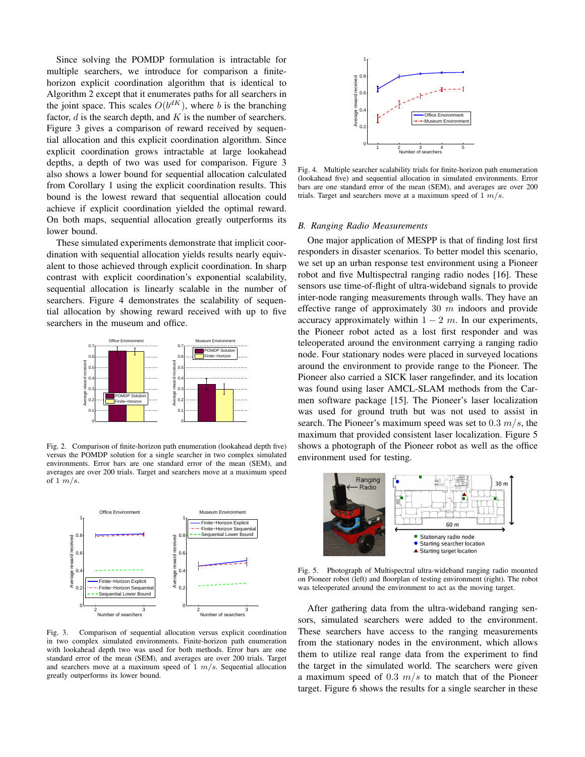Since solving the POMDP formulation is intractable for multiple searchers, we introduce for comparison a finite-horizon explicit coordination algorithm that is identical to Algorithm 2 except that it enumerates paths for all searchers in the joint space. This scales $O(b^{dK})$, where $b$ is the branching factor, $d$ is the search depth, and $K$ is the number of searchers. Figure 3 gives a comparison of reward received by sequential allocation and this explicit coordination algorithm. Since explicit coordination grows intractable at large lookahead depths, a depth of two was used for comparison. Figure 3 also shows a lower bound for sequential allocation calculated from Corollary 1 using the explicit coordination results. This bound is the lowest reward that sequential allocation could achieve if explicit coordination yielded the optimal reward. On both maps, sequential allocation greatly outperforms its lower bound.

These simulated experiments demonstrate that implicit coordination with sequential allocation yields results nearly equivalent to those achieved through explicit coordination. In sharp contrast with explicit coordination's exponential scalability, sequential allocation is linearly scalable in the number of searchers. Figure 4 demonstrates the scalability of sequential allocation by showing reward received with up to five searchers in the museum and office.

Office Environment
Museum Environment
Average reward received
POMDP Solution
Finite-Horizon

Fig. 2. Comparison of finite-horizon path enumeration (lookahead depth five) versus the POMDP solution for a single searcher in two complex simulated environments. Error bars are one standard error of the mean (SEM), and averages are over 200 trials. Target and searchers move at a maximum speed of 1 $m/s$.

Office Environment
Museum Environment
Average reward received
Number of searchers
Finite-Horizon Explicit
Finite-Horizon Sequential
Sequential Lower Bound

Fig. 3. Comparison of sequential allocation versus explicit coordination in two complex simulated environments. Finite-horizon path enumeration with lookahead depth two was used for both methods. Error bars are one standard error of the mean (SEM), and averages are over 200 trials. Target and searchers move at a maximum speed of 1 $m/s$. Sequential allocation greatly outperforms its lower bound.

Average reward received
Number of searchers
Office Environment
Museum Environment

Fig. 4. Multiple searcher scalability trials for finite-horizon path enumeration (lookahead five) and sequential allocation in simulated environments. Error bars are one standard error of the mean (SEM), and averages are over 200 trials. Target and searchers move at a maximum speed of 1 $m/s$.

### B. Ranging Radio Measurements

One major application of MESPP is that of finding lost first responders in disaster scenarios. To better model this scenario, we set up an urban response test environment using a Pioneer robot and five Multispectral ranging radio nodes [16]. These sensors use time-of-flight of ultra-wideband signals to provide inter-node ranging measurements through walls. They have an effective range of approximately 30 $m$ indoors and provide accuracy approximately within $1-2$ $m$. In our experiments, the Pioneer robot acted as a lost first responder and was teleoperated around the environment carrying a ranging radio node. Four stationary nodes were placed in surveyed locations around the environment to provide range to the Pioneer. The Pioneer also carried a SICK laser rangefinder, and its location was found using laser AMCL-SLAM methods from the Carmen software package [15]. The Pioneer's laser localization was used for ground truth but was not used to assist in search. The Pioneer's maximum speed was set to 0.3 $m/s$, the maximum that provided consistent laser localization. Figure 5 shows a photograph of the Pioneer robot as well as the office environment used for testing.

Ranging Radio
30 m
60 m
Stationary radio node
Starting searcher location
Starting target location

Fig. 5. Photograph of Multispectral ultra-wideband ranging radio mounted on Pioneer robot (left) and floorplan of testing environment (right). The robot was teleoperated around the environment to act as the moving target.

After gathering data from the ultra-wideband ranging sensors, simulated searchers were added to the environment. These searchers have access to the ranging measurements from the stationary nodes in the environment, which allows them to utilize real range data from the experiment to find the target in the simulated world. The searchers were given a maximum speed of 0.3 $m/s$ to match that of the Pioneer target. Figure 6 shows the results for a single searcher in these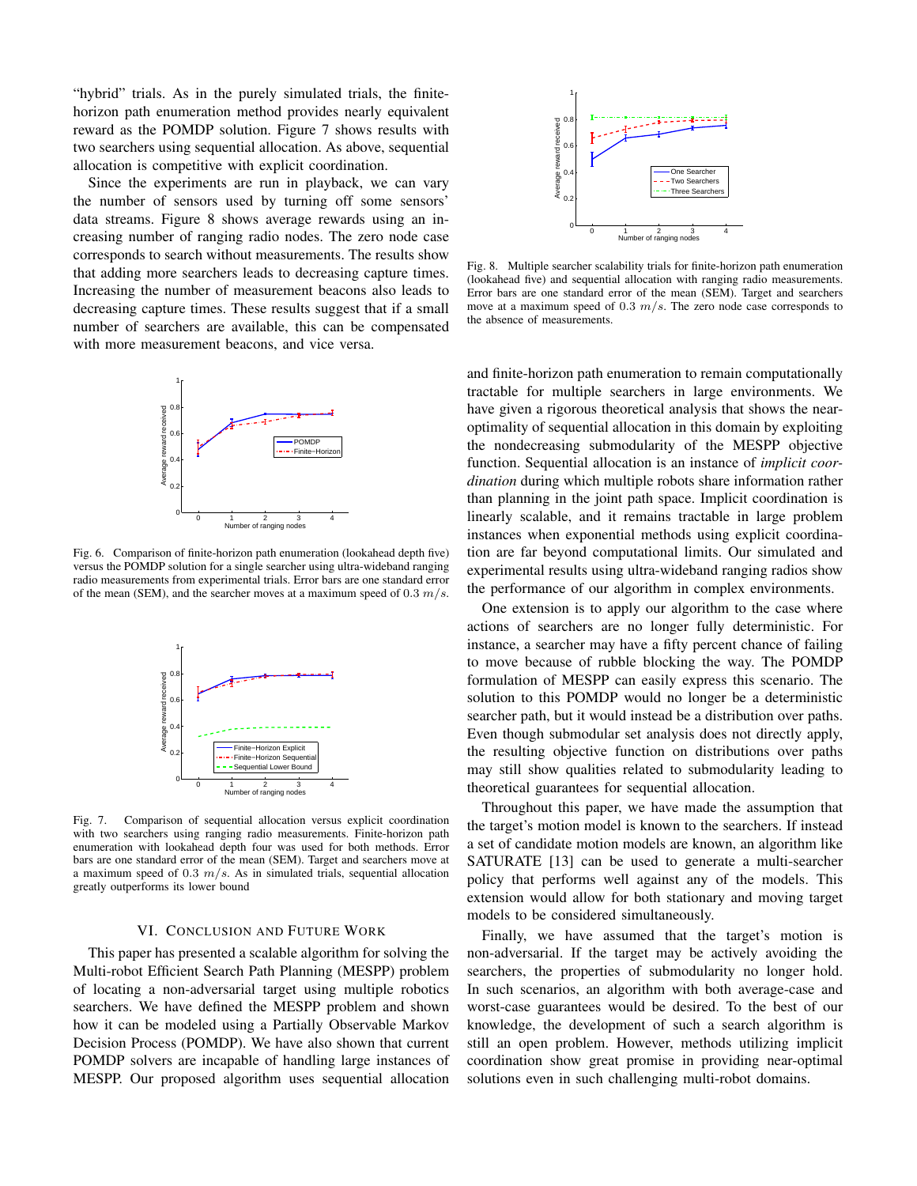"hybrid" trials. As in the purely simulated trials, the finite-horizon path enumeration method provides nearly equivalent reward as the POMDP solution. Figure 7 shows results with two searchers using sequential allocation. As above, sequential allocation is competitive with explicit coordination.

Since the experiments are run in playback, we can vary the number of sensors used by turning off some sensors' data streams. Figure 8 shows average rewards using an increasing number of ranging radio nodes. The zero node case corresponds to search without measurements. The results show that adding more searchers leads to decreasing capture times. Increasing the number of measurement beacons also leads to decreasing capture times. These results suggest that if a small number of searchers are available, this can be compensated with more measurement beacons, and vice versa.

Average reward received
Number of ranging nodes
POMDP
Finite−Horizon
0 1 2 3 4
0 0.2 0.4 0.6 0.8 1

Fig. 6. Comparison of finite-horizon path enumeration (lookahead depth five) versus the POMDP solution for a single searcher using ultra-wideband ranging radio measurements from experimental trials. Error bars are one standard error of the mean (SEM), and the searcher moves at a maximum speed of $0.3\ m/s$.

Average reward received
Number of ranging nodes
Finite−Horizon Explicit
Finite−Horizon Sequential
Sequential Lower Bound
0 1 2 3 4
0 0.2 0.4 0.6 0.8 1

Fig. 7. Comparison of sequential allocation versus explicit coordination with two searchers using ranging radio measurements. Finite-horizon path enumeration with lookahead depth four was used for both methods. Error bars are one standard error of the mean (SEM). Target and searchers move at a maximum speed of $0.3\ m/s$. As in simulated trials, sequential allocation greatly outperforms its lower bound

## VI. Conclusion and Future Work

This paper has presented a scalable algorithm for solving the Multi-robot Efficient Search Path Planning (MESPP) problem of locating a non-adversarial target using multiple robotics searchers. We have defined the MESPP problem and shown how it can be modeled using a Partially Observable Markov Decision Process (POMDP). We have also shown that current POMDP solvers are incapable of handling large instances of MESPP. Our proposed algorithm uses sequential allocation and finite-horizon path enumeration to remain computationally tractable for multiple searchers in large environments. We have given a rigorous theoretical analysis that shows the near-optimality of sequential allocation in this domain by exploiting the nondecreasing submodularity of the MESPP objective function. Sequential allocation is an instance of *implicit coordination* during which multiple robots share information rather than planning in the joint path space. Implicit coordination is linearly scalable, and it remains tractable in large problem instances when exponential methods using explicit coordination are far beyond computational limits. Our simulated and experimental results using ultra-wideband ranging radios show the performance of our algorithm in complex environments.

Average reward received
Number of ranging nodes
One Searcher
Two Searchers
Three Searchers
0 1 2 3 4
0 0.2 0.4 0.6 0.8 1

Fig. 8. Multiple searcher scalability trials for finite-horizon path enumeration (lookahead five) and sequential allocation with ranging radio measurements. Error bars are one standard error of the mean (SEM). Target and searchers move at a maximum speed of $0.3\ m/s$. The zero node case corresponds to the absence of measurements.

One extension is to apply our algorithm to the case where actions of searchers are no longer fully deterministic. For instance, a searcher may have a fifty percent chance of failing to move because of rubble blocking the way. The POMDP formulation of MESPP can easily express this scenario. The solution to this POMDP would no longer be a deterministic searcher path, but it would instead be a distribution over paths. Even though submodular set analysis does not directly apply, the resulting objective function on distributions over paths may still show qualities related to submodularity leading to theoretical guarantees for sequential allocation.

Throughout this paper, we have made the assumption that the target's motion model is known to the searchers. If instead a set of candidate motion models are known, an algorithm like SATURATE [13] can be used to generate a multi-searcher policy that performs well against any of the models. This extension would allow for both stationary and moving target models to be considered simultaneously.

Finally, we have assumed that the target's motion is non-adversarial. If the target may be actively avoiding the searchers, the properties of submodularity no longer hold. In such scenarios, an algorithm with both average-case and worst-case guarantees would be desired. To the best of our knowledge, the development of such a search algorithm is still an open problem. However, methods utilizing implicit coordination show great promise in providing near-optimal solutions even in such challenging multi-robot domains.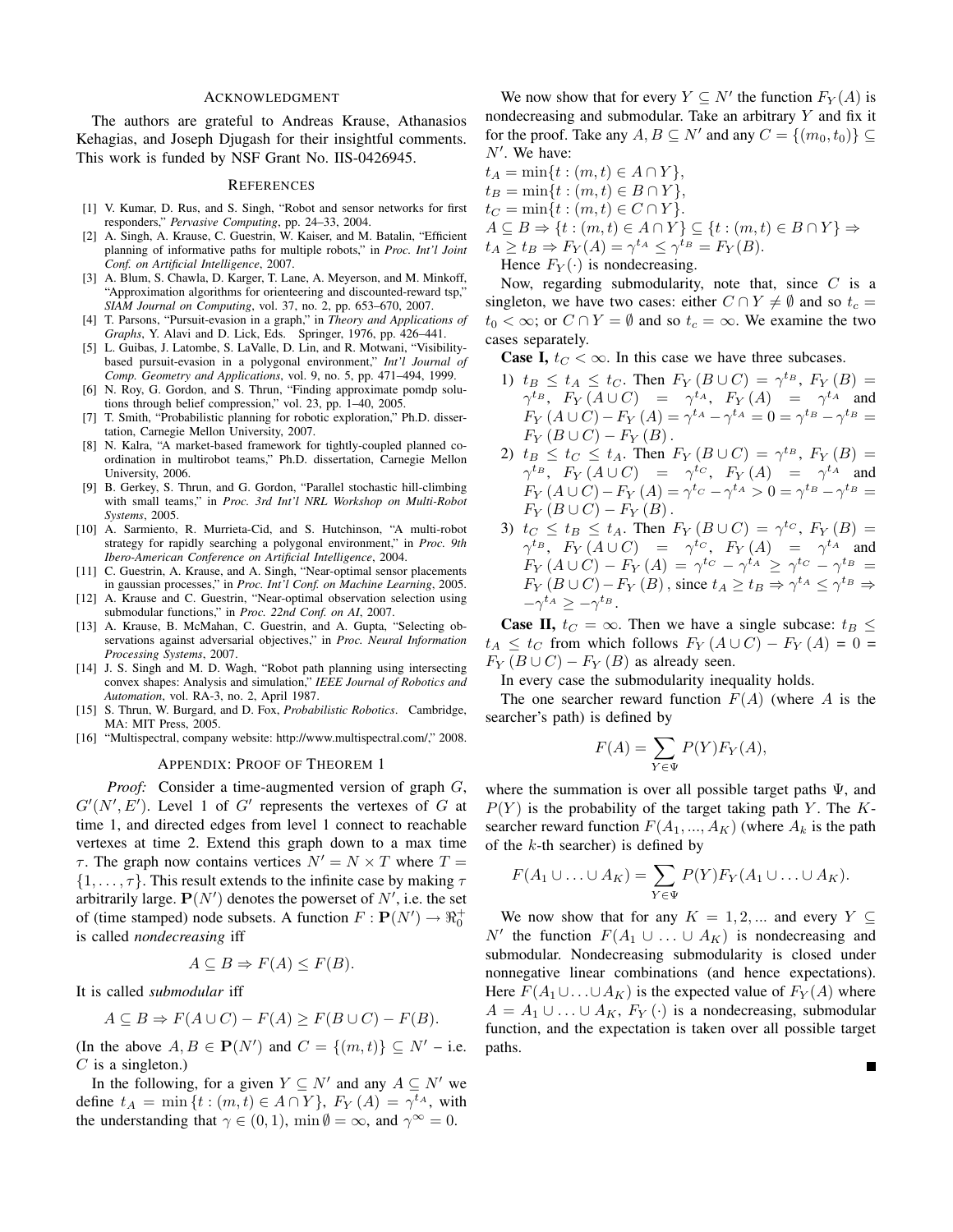## Acknowledgment

The authors are grateful to Andreas Krause, Athanasios Kehagias, and Joseph Djugash for their insightful comments. This work is funded by NSF Grant No. IIS-0426945.

## References

- [1] V. Kumar, D. Rus, and S. Singh, "Robot and sensor networks for first responders," *Pervasive Computing*, pp. 24–33, 2004.
- [2] A. Singh, A. Krause, C. Guestrin, W. Kaiser, and M. Batalin, "Efficient planning of informative paths for multiple robots," in *Proc. Int'l Joint Conf. on Artificial Intelligence*, 2007.
- [3] A. Blum, S. Chawla, D. Karger, T. Lane, A. Meyerson, and M. Minkoff, "Approximation algorithms for orienteering and discounted-reward tsp," *SIAM Journal on Computing*, vol. 37, no. 2, pp. 653–670, 2007.
- [4] T. Parsons, "Pursuit-evasion in a graph," in *Theory and Applications of Graphs*, Y. Alavi and D. Lick, Eds. Springer, 1976, pp. 426–441.
- [5] L. Guibas, J. Latombe, S. LaValle, D. Lin, and R. Motwani, "Visibility-based pursuit-evasion in a polygonal environment," *Int'l Journal of Comp. Geometry and Applications*, vol. 9, no. 5, pp. 471–494, 1999.
- [6] N. Roy, G. Gordon, and S. Thrun, "Finding approximate pomdp solutions through belief compression," vol. 23, pp. 1–40, 2005.
- [7] T. Smith, "Probabilistic framework for robotic exploration," Ph.D. dissertation, Carnegie Mellon University, 2007.
- [8] N. Kalra, "A market-based framework for tightly-coupled planned coordination in multirobot teams," Ph.D. dissertation, Carnegie Mellon University, 2006.
- [9] B. Gerkey, S. Thrun, and G. Gordon, "Parallel stochastic hill-climbing with small teams," in *Proc. 3rd Int'l NRL Workshop on Multi-Robot Systems*, 2005.
- [10] A. Sarmiento, R. Murrieta-Cid, and S. Hutchinson, "A multi-robot strategy for rapidly searching a polygonal environment," in *Proc. 9th Ibero-American Conference on Artificial Intelligence*, 2004.
- [11] C. Guestrin, A. Krause, and A. Singh, "Near-optimal sensor placements in gaussian processes," in *Proc. Int'l Conf. on Machine Learning*, 2005.
- [12] A. Krause and C. Guestrin, "Near-optimal observation selection using submodular functions," in *Proc. 22nd Conf. on AI*, 2007.
- [13] A. Krause, B. McMahan, C. Guestrin, and A. Gupta, "Selecting observations against adversarial objectives," in *Proc. Neural Information Processing Systems*, 2007.
- [14] J. S. Singh and M. D. Wagh, "Robot path planning using intersecting convex shapes: Analysis and simulation," *IEEE Journal of Robotics and Automation*, vol. RA-3, no. 2, April 1987.
- [15] S. Thrun, W. Burgard, and D. Fox, *Probabilistic Robotics*. Cambridge, MA: MIT Press, 2005.
- [16] "Multispectral, company website: http://www.multispectral.com/," 2008.

## Appendix: Proof of Theorem 1

*Proof:* Consider a time-augmented version of graph $G$, $G'(N', E')$. Level 1 of $G'$ represents the vertexes of $G$ at time 1, and directed edges from level 1 connect to reachable vertexes at time 2. Extend this graph down to a max time $\tau$. The graph now contains vertices $N' = N \times T$ where $T = \{1, \ldots, \tau\}$. This result extends to the infinite case by making $\tau$ arbitrarily large. $\mathbf{P}(N')$ denotes the powerset of $N'$, i.e. the set of (time stamped) node subsets. A function $F : \mathbf{P}(N') \to \Re_0^+$ is called *nondecreasing* iff

$$A \subseteq B \Rightarrow F(A) \leq F(B).$$

It is called *submodular* iff

$$A \subseteq B \Rightarrow F(A \cup C) - F(A) \geq F(B \cup C) - F(B).$$

(In the above $A, B \in \mathbf{P}(N')$ and $C = \{(m,t)\} \subseteq N'$ – i.e. $C$ is a singleton.)

In the following, for a given $Y \subseteq N'$ and any $A \subseteq N'$ we define $t_A = \min\{t : (m,t) \in A \cap Y\}$, $F_Y(A) = \gamma^{t_A}$, with the understanding that $\gamma \in (0,1)$, $\min \emptyset = \infty$, and $\gamma^\infty = 0$.

We now show that for every $Y \subseteq N'$ the function $F_Y(A)$ is nondecreasing and submodular. Take an arbitrary $Y$ and fix it for the proof. Take any $A, B \subseteq N'$ and any $C = \{(m_0, t_0)\} \subseteq N'$. We have:

$t_A = \min\{t : (m,t) \in A \cap Y\}$,
$t_B = \min\{t : (m,t) \in B \cap Y\}$,
$t_C = \min\{t : (m,t) \in C \cap Y\}$.
$A \subseteq B \Rightarrow \{t : (m,t) \in A \cap Y\} \subseteq \{t : (m,t) \in B \cap Y\} \Rightarrow$
$t_A \geq t_B \Rightarrow F_Y(A) = \gamma^{t_A} \leq \gamma^{t_B} = F_Y(B)$.

Hence $F_Y(\cdot)$ is nondecreasing.

Now, regarding submodularity, note that, since $C$ is a singleton, we have two cases: either $C \cap Y \neq \emptyset$ and so $t_c = t_0 < \infty$; or $C \cap Y = \emptyset$ and so $t_c = \infty$. We examine the two cases separately.

**Case I,** $t_C < \infty$. In this case we have three subcases.

1) $t_B \leq t_A \leq t_C$. Then $F_Y(B \cup C) = \gamma^{t_B}$, $F_Y(B) = \gamma^{t_B}$, $F_Y(A \cup C) = \gamma^{t_A}$, $F_Y(A) = \gamma^{t_A}$ and $F_Y(A \cup C) - F_Y(A) = \gamma^{t_A} - \gamma^{t_A} = 0 = \gamma^{t_B} - \gamma^{t_B} = F_Y(B \cup C) - F_Y(B)$.
2) $t_B \leq t_C \leq t_A$. Then $F_Y(B \cup C) = \gamma^{t_B}$, $F_Y(B) = \gamma^{t_B}$, $F_Y(A \cup C) = \gamma^{t_C}$, $F_Y(A) = \gamma^{t_A}$ and $F_Y(A \cup C) - F_Y(A) = \gamma^{t_C} - \gamma^{t_A} > 0 = \gamma^{t_B} - \gamma^{t_B} = F_Y(B \cup C) - F_Y(B)$.
3) $t_C \leq t_B \leq t_A$. Then $F_Y(B \cup C) = \gamma^{t_C}$, $F_Y(B) = \gamma^{t_B}$, $F_Y(A \cup C) = \gamma^{t_C}$, $F_Y(A) = \gamma^{t_A}$ and $F_Y(A \cup C) - F_Y(A) = \gamma^{t_C} - \gamma^{t_A} \geq \gamma^{t_C} - \gamma^{t_B} = F_Y(B \cup C) - F_Y(B)$, since $t_A \geq t_B \Rightarrow \gamma^{t_A} \leq \gamma^{t_B} \Rightarrow -\gamma^{t_A} \geq -\gamma^{t_B}$.

**Case II,** $t_C = \infty$. Then we have a single subcase: $t_B \leq t_A \leq t_C$ from which follows $F_Y(A \cup C) - F_Y(A) = 0 = F_Y(B \cup C) - F_Y(B)$ as already seen.

In every case the submodularity inequality holds.

The one searcher reward function $F(A)$ (where $A$ is the searcher's path) is defined by

$$F(A) = \sum_{Y \in \Psi} P(Y) F_Y(A),$$

where the summation is over all possible target paths $\Psi$, and $P(Y)$ is the probability of the target taking path $Y$. The $K$-searcher reward function $F(A_1, ..., A_K)$ (where $A_k$ is the path of the $k$-th searcher) is defined by

$$F(A_1 \cup \ldots \cup A_K) = \sum_{Y \in \Psi} P(Y) F_Y(A_1 \cup \ldots \cup A_K).$$

We now show that for any $K = 1, 2, ...$ and every $Y \subseteq N'$ the function $F(A_1 \cup \ldots \cup A_K)$ is nondecreasing and submodular. Nondecreasing submodularity is closed under nonnegative linear combinations (and hence expectations). Here $F(A_1 \cup \ldots \cup A_K)$ is the expected value of $F_Y(A)$ where $A = A_1 \cup \ldots \cup A_K$, $F_Y(\cdot)$ is a nondecreasing, submodular function, and the expectation is taken over all possible target paths. ∎